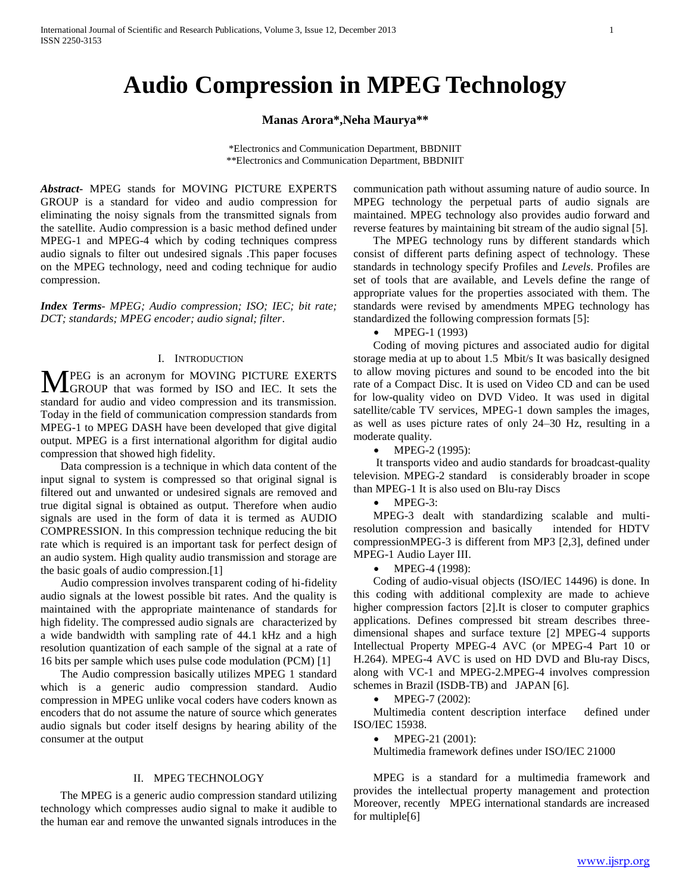# Audio Compression in MPEG Technology

**Manas Arora*,Neha Maurya****

*Electronics and Communication Department, BBDNIIT
**Electronics and Communication Department, BBDNIIT

***Abstract-*** MPEG stands for MOVING PICTURE EXPERTS GROUP is a standard for video and audio compression for eliminating the noisy signals from the transmitted signals from the satellite. Audio compression is a basic method defined under MPEG-1 and MPEG-4 which by coding techniques compress audio signals to filter out undesired signals .This paper focuses on the MPEG technology, need and coding technique for audio compression.

***Index Terms-*** *MPEG; Audio compression; ISO; IEC; bit rate; DCT; standards; MPEG encoder; audio signal; filter*.

## I. Introduction

MPEG is an acronym for MOVING PICTURE EXERTS GROUP that was formed by ISO and IEC. It sets the standard for audio and video compression and its transmission. Today in the field of communication compression standards from MPEG-1 to MPEG DASH have been developed that give digital output. MPEG is a first international algorithm for digital audio compression that showed high fidelity.

Data compression is a technique in which data content of the input signal to system is compressed so that original signal is filtered out and unwanted or undesired signals are removed and true digital signal is obtained as output. Therefore when audio signals are used in the form of data it is termed as AUDIO COMPRESSION. In this compression technique reducing the bit rate which is required is an important task for perfect design of an audio system. High quality audio transmission and storage are the basic goals of audio compression.[1]

Audio compression involves transparent coding of hi-fidelity audio signals at the lowest possible bit rates. And the quality is maintained with the appropriate maintenance of standards for high fidelity. The compressed audio signals are characterized by a wide bandwidth with sampling rate of 44.1 kHz and a high resolution quantization of each sample of the signal at a rate of 16 bits per sample which uses pulse code modulation (PCM) [1]

The Audio compression basically utilizes MPEG 1 standard which is a generic audio compression standard. Audio compression in MPEG unlike vocal coders have coders known as encoders that do not assume the nature of source which generates audio signals but coder itself designs by hearing ability of the consumer at the output

## II. MPEG Technology

The MPEG is a generic audio compression standard utilizing technology which compresses audio signal to make it audible to the human ear and remove the unwanted signals introduces in the communication path without assuming nature of audio source. In MPEG technology the perpetual parts of audio signals are maintained. MPEG technology also provides audio forward and reverse features by maintaining bit stream of the audio signal [5].

The MPEG technology runs by different standards which consist of different parts defining aspect of technology. These standards in technology specify Profiles and *Levels*. Profiles are set of tools that are available, and Levels define the range of appropriate values for the properties associated with them. The standards were revised by amendments MPEG technology has standardized the following compression formats [5]:

- MPEG-1 (1993)

Coding of moving pictures and associated audio for digital storage media at up to about 1.5 Mbit/s It was basically designed to allow moving pictures and sound to be encoded into the bit rate of a Compact Disc. It is used on Video CD and can be used for low-quality video on DVD Video. It was used in digital satellite/cable TV services, MPEG-1 down samples the images, as well as uses picture rates of only 24–30 Hz, resulting in a moderate quality.

- MPEG-2 (1995):

It transports video and audio standards for broadcast-quality television. MPEG-2 standard is considerably broader in scope than MPEG-1 It is also used on Blu-ray Discs

- MPEG-3:

MPEG-3 dealt with standardizing scalable and multi-resolution compression and basically intended for HDTV compressionMPEG-3 is different from MP3 [2,3], defined under MPEG-1 Audio Layer III.

- MPEG-4 (1998):

Coding of audio-visual objects (ISO/IEC 14496) is done. In this coding with additional complexity are made to achieve higher compression factors [2].It is closer to computer graphics applications. Defines compressed bit stream describes three-dimensional shapes and surface texture [2] MPEG-4 supports Intellectual Property MPEG-4 AVC (or MPEG-4 Part 10 or H.264). MPEG-4 AVC is used on HD DVD and Blu-ray Discs, along with VC-1 and MPEG-2.MPEG-4 involves compression schemes in Brazil (ISDB-TB) and JAPAN [6].

- MPEG-7 (2002):

Multimedia content description interface defined under ISO/IEC 15938.

- MPEG-21 (2001):

Multimedia framework defines under ISO/IEC 21000

MPEG is a standard for a multimedia framework and provides the intellectual property management and protection Moreover, recently MPEG international standards are increased for multiple[6]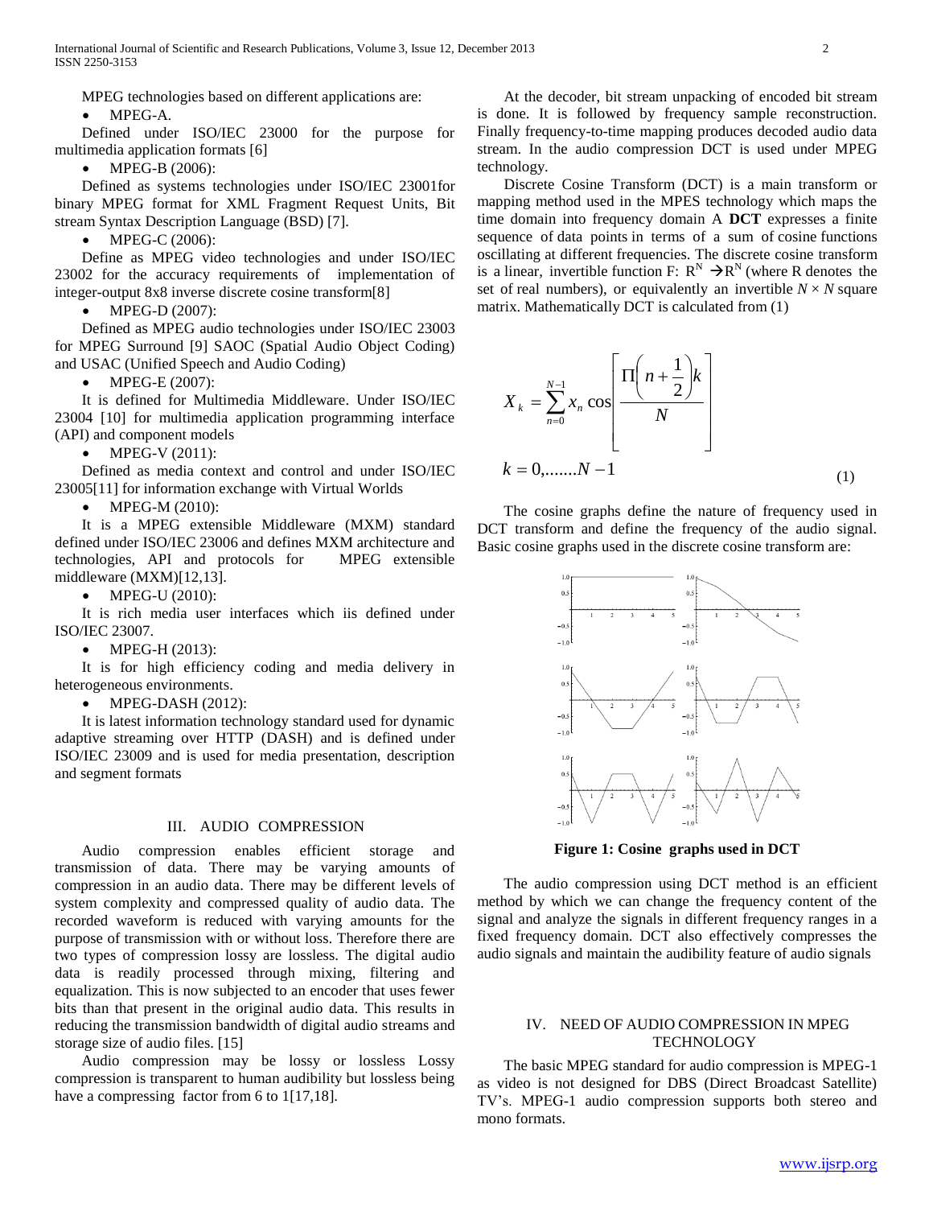MPEG technologies based on different applications are:

- MPEG-A.

Defined under ISO/IEC 23000 for the purpose for multimedia application formats [6]

- MPEG-B (2006):

Defined as systems technologies under ISO/IEC 23001for binary MPEG format for XML Fragment Request Units, Bit stream Syntax Description Language (BSD) [7].

- MPEG-C (2006):

Define as MPEG video technologies and under ISO/IEC 23002 for the accuracy requirements of implementation of integer-output 8x8 inverse discrete cosine transform[8]

- MPEG-D (2007):

Defined as MPEG audio technologies under ISO/IEC 23003 for MPEG Surround [9] SAOC (Spatial Audio Object Coding) and USAC (Unified Speech and Audio Coding)

- MPEG-E (2007):

It is defined for Multimedia Middleware. Under ISO/IEC 23004 [10] for multimedia application programming interface (API) and component models

- MPEG-V (2011):

Defined as media context and control and under ISO/IEC 23005[11] for information exchange with Virtual Worlds

- MPEG-M (2010):

It is a MPEG extensible Middleware (MXM) standard defined under ISO/IEC 23006 and defines MXM architecture and technologies, API and protocols for MPEG extensible middleware (MXM)[12,13].

- MPEG-U (2010):

It is rich media user interfaces which iis defined under ISO/IEC 23007.

- MPEG-H (2013):

It is for high efficiency coding and media delivery in heterogeneous environments.

- MPEG-DASH (2012):

It is latest information technology standard used for dynamic adaptive streaming over HTTP (DASH) and is defined under ISO/IEC 23009 and is used for media presentation, description and segment formats

## III. AUDIO COMPRESSION

Audio compression enables efficient storage and transmission of data. There may be varying amounts of compression in an audio data. There may be different levels of system complexity and compressed quality of audio data. The recorded waveform is reduced with varying amounts for the purpose of transmission with or without loss. Therefore there are two types of compression lossy are lossless. The digital audio data is readily processed through mixing, filtering and equalization. This is now subjected to an encoder that uses fewer bits than that present in the original audio data. This results in reducing the transmission bandwidth of digital audio streams and storage size of audio files. [15]

Audio compression may be lossy or lossless Lossy compression is transparent to human audibility but lossless being have a compressing factor from 6 to 1[17,18].

At the decoder, bit stream unpacking of encoded bit stream is done. It is followed by frequency sample reconstruction. Finally frequency-to-time mapping produces decoded audio data stream. In the audio compression DCT is used under MPEG technology.

Discrete Cosine Transform (DCT) is a main transform or mapping method used in the MPES technology which maps the time domain into frequency domain A **DCT** expresses a finite sequence of data points in terms of a sum of cosine functions oscillating at different frequencies. The discrete cosine transform is a linear, invertible function F: $R^N \rightarrow R^N$ (where R denotes the set of real numbers), or equivalently an invertible $N \times N$ square matrix. Mathematically DCT is calculated from (1)

$$X_k = \sum_{n=0}^{N-1} x_n \cos\left[\frac{\Pi\left(n+\frac{1}{2}\right)k}{N}\right]$$

$$k = 0, \ldots\ldots N-1 \quad (1)$$

The cosine graphs define the nature of frequency used in DCT transform and define the frequency of the audio signal. Basic cosine graphs used in the discrete cosine transform are:

**Figure 1: Cosine graphs used in DCT**

The audio compression using DCT method is an efficient method by which we can change the frequency content of the signal and analyze the signals in different frequency ranges in a fixed frequency domain. DCT also effectively compresses the audio signals and maintain the audibility feature of audio signals

## IV. NEED OF AUDIO COMPRESSION IN MPEG TECHNOLOGY

The basic MPEG standard for audio compression is MPEG-1 as video is not designed for DBS (Direct Broadcast Satellite) TV's. MPEG-1 audio compression supports both stereo and mono formats.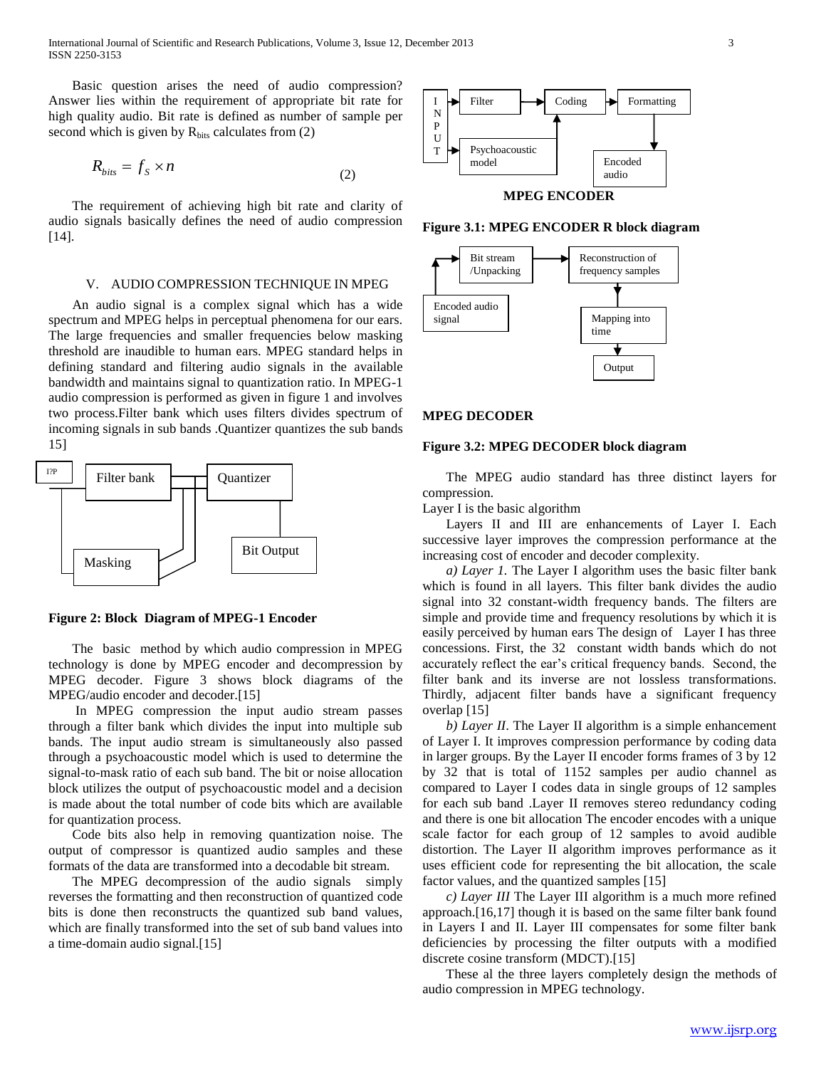Basic question arises the need of audio compression? Answer lies within the requirement of appropriate bit rate for high quality audio. Bit rate is defined as number of sample per second which is given by $R_{bits}$ calculates from (2)

$$R_{bits} = f_S \times n \tag{2}$$

The requirement of achieving high bit rate and clarity of audio signals basically defines the need of audio compression [14].

## V. AUDIO COMPRESSION TECHNIQUE IN MPEG

An audio signal is a complex signal which has a wide spectrum and MPEG helps in perceptual phenomena for our ears. The large frequencies and smaller frequencies below masking threshold are inaudible to human ears. MPEG standard helps in defining standard and filtering audio signals in the available bandwidth and maintains signal to quantization ratio. In MPEG-1 audio compression is performed as given in figure 1 and involves two process.Filter bank which uses filters divides spectrum of incoming signals in sub bands .Quantizer quantizes the sub bands 15]

I?P

Filter bank

Quantizer

Masking

Bit Output

**Figure 2: Block Diagram of MPEG-1 Encoder**

The basic method by which audio compression in MPEG technology is done by MPEG encoder and decompression by MPEG decoder. Figure 3 shows block diagrams of the MPEG/audio encoder and decoder.[15]

In MPEG compression the input audio stream passes through a filter bank which divides the input into multiple sub bands. The input audio stream is simultaneously also passed through a psychoacoustic model which is used to determine the signal-to-mask ratio of each sub band. The bit or noise allocation block utilizes the output of psychoacoustic model and a decision is made about the total number of code bits which are available for quantization process.

Code bits also help in removing quantization noise. The output of compressor is quantized audio samples and these formats of the data are transformed into a decodable bit stream.

The MPEG decompression of the audio signals simply reverses the formatting and then reconstruction of quantized code bits is done then reconstructs the quantized sub band values, which are finally transformed into the set of sub band values into a time-domain audio signal.[15]

INPUT

Filter

Coding

Formatting

Psychoacoustic model

Encoded audio

**MPEG ENCODER**

**Figure 3.1: MPEG ENCODER R block diagram**

Bit stream /Unpacking

Reconstruction of frequency samples

Encoded audio signal

Mapping into time

Output

**MPEG DECODER**

**Figure 3.2: MPEG DECODER block diagram**

The MPEG audio standard has three distinct layers for compression.

Layer I is the basic algorithm

Layers II and III are enhancements of Layer I. Each successive layer improves the compression performance at the increasing cost of encoder and decoder complexity.

*a) Layer 1.* The Layer I algorithm uses the basic filter bank which is found in all layers. This filter bank divides the audio signal into 32 constant-width frequency bands. The filters are simple and provide time and frequency resolutions by which it is easily perceived by human ears The design of Layer I has three concessions. First, the 32 constant width bands which do not accurately reflect the ear's critical frequency bands. Second, the filter bank and its inverse are not lossless transformations. Thirdly, adjacent filter bands have a significant frequency overlap [15]

*b) Layer II*. The Layer II algorithm is a simple enhancement of Layer I. It improves compression performance by coding data in larger groups. By the Layer II encoder forms frames of 3 by 12 by 32 that is total of 1152 samples per audio channel as compared to Layer I codes data in single groups of 12 samples for each sub band .Layer II removes stereo redundancy coding and there is one bit allocation The encoder encodes with a unique scale factor for each group of 12 samples to avoid audible distortion. The Layer II algorithm improves performance as it uses efficient code for representing the bit allocation, the scale factor values, and the quantized samples [15]

*c) Layer III* The Layer III algorithm is a much more refined approach.[16,17] though it is based on the same filter bank found in Layers I and II. Layer III compensates for some filter bank deficiencies by processing the filter outputs with a modified discrete cosine transform (MDCT).[15]

These al the three layers completely design the methods of audio compression in MPEG technology.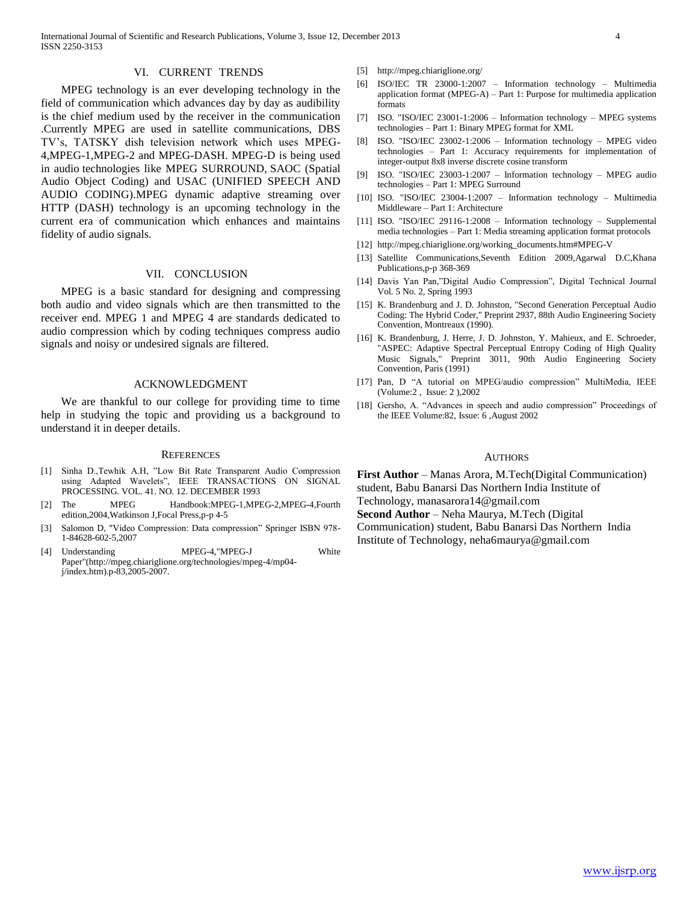## VI. CURRENT TRENDS

MPEG technology is an ever developing technology in the field of communication which advances day by day as audibility is the chief medium used by the receiver in the communication .Currently MPEG are used in satellite communications, DBS TV's, TATSKY dish television network which uses MPEG-4,MPEG-1,MPEG-2 and MPEG-DASH. MPEG-D is being used in audio technologies like MPEG SURROUND, SAOC (Spatial Audio Object Coding) and USAC (UNIFIED SPEECH AND AUDIO CODING).MPEG dynamic adaptive streaming over HTTP (DASH) technology is an upcoming technology in the current era of communication which enhances and maintains fidelity of audio signals.

## VII. CONCLUSION

MPEG is a basic standard for designing and compressing both audio and video signals which are then transmitted to the receiver end. MPEG 1 and MPEG 4 are standards dedicated to audio compression which by coding techniques compress audio signals and noisy or undesired signals are filtered.

## ACKNOWLEDGMENT

We are thankful to our college for providing time to time help in studying the topic and providing us a background to understand it in deeper details.

## REFERENCES

[1] Sinha D.,Tewhik A.H, "Low Bit Rate Transparent Audio Compression using Adapted Wavelets", IEEE TRANSACTIONS ON SIGNAL PROCESSING. VOL. 41. NO. 12. DECEMBER 1993

[2] The MPEG Handbook:MPEG-1,MPEG-2,MPEG-4,Fourth edition,2004,Watkinson J,Focal Press,p-p 4-5

[3] Salomon D, "Video Compression: Data compression" Springer ISBN 978-1-84628-602-5,2007

[4] Understanding MPEG-4,"MPEG-J White Paper"(http://mpeg.chiariglione.org/technologies/mpeg-4/mp04-j/index.htm).p-83,2005-2007.

[5] http://mpeg.chiariglione.org/

[6] ISO/IEC TR 23000-1:2007 – Information technology – Multimedia application format (MPEG-A) – Part 1: Purpose for multimedia application formats

[7] ISO. "ISO/IEC 23001-1:2006 – Information technology – MPEG systems technologies – Part 1: Binary MPEG format for XML

[8] ISO. "ISO/IEC 23002-1:2006 – Information technology – MPEG video technologies – Part 1: Accuracy requirements for implementation of integer-output 8x8 inverse discrete cosine transform

[9] ISO. "ISO/IEC 23003-1:2007 – Information technology – MPEG audio technologies – Part 1: MPEG Surround

[10] ISO. "ISO/IEC 23004-1:2007 – Information technology – Multimedia Middleware – Part 1: Architecture

[11] ISO. "ISO/IEC 29116-1:2008 – Information technology – Supplemental media technologies – Part 1: Media streaming application format protocols

[12] http://mpeg.chiariglione.org/working_documents.htm#MPEG-V

[13] Satellite Communications,Seventh Edition 2009,Agarwal D.C,Khana Publications,p-p 368-369

[14] Davis Yan Pan,"Digital Audio Compression", Digital Technical Journal Vol. 5 No. 2, Spring 1993

[15] K. Brandenburg and J. D. Johnston, "Second Generation Perceptual Audio Coding: The Hybrid Coder," Preprint 2937, 88th Audio Engineering Society Convention, Montreaux (1990).

[16] K. Brandenburg, J. Herre, J. D. Johnston, Y. Mahieux, and E. Schroeder, "ASPEC: Adaptive Spectral Perceptual Entropy Coding of High Quality Music Signals," Preprint 3011, 90th Audio Engineering Society Convention, Paris (1991)

[17] Pan, D "A tutorial on MPEG/audio compression" MultiMedia, IEEE (Volume:2 , Issue: 2 ),2002

[18] Gersho, A. "Advances in speech and audio compression" Proceedings of the IEEE Volume:82, Issue: 6 ,August 2002

## AUTHORS

**First Author** – Manas Arora, M.Tech(Digital Communication) student, Babu Banarsi Das Northern India Institute of Technology, manasarora14@gmail.com

**Second Author** – Neha Maurya, M.Tech (Digital Communication) student, Babu Banarsi Das Northern India Institute of Technology, neha6maurya@gmail.com